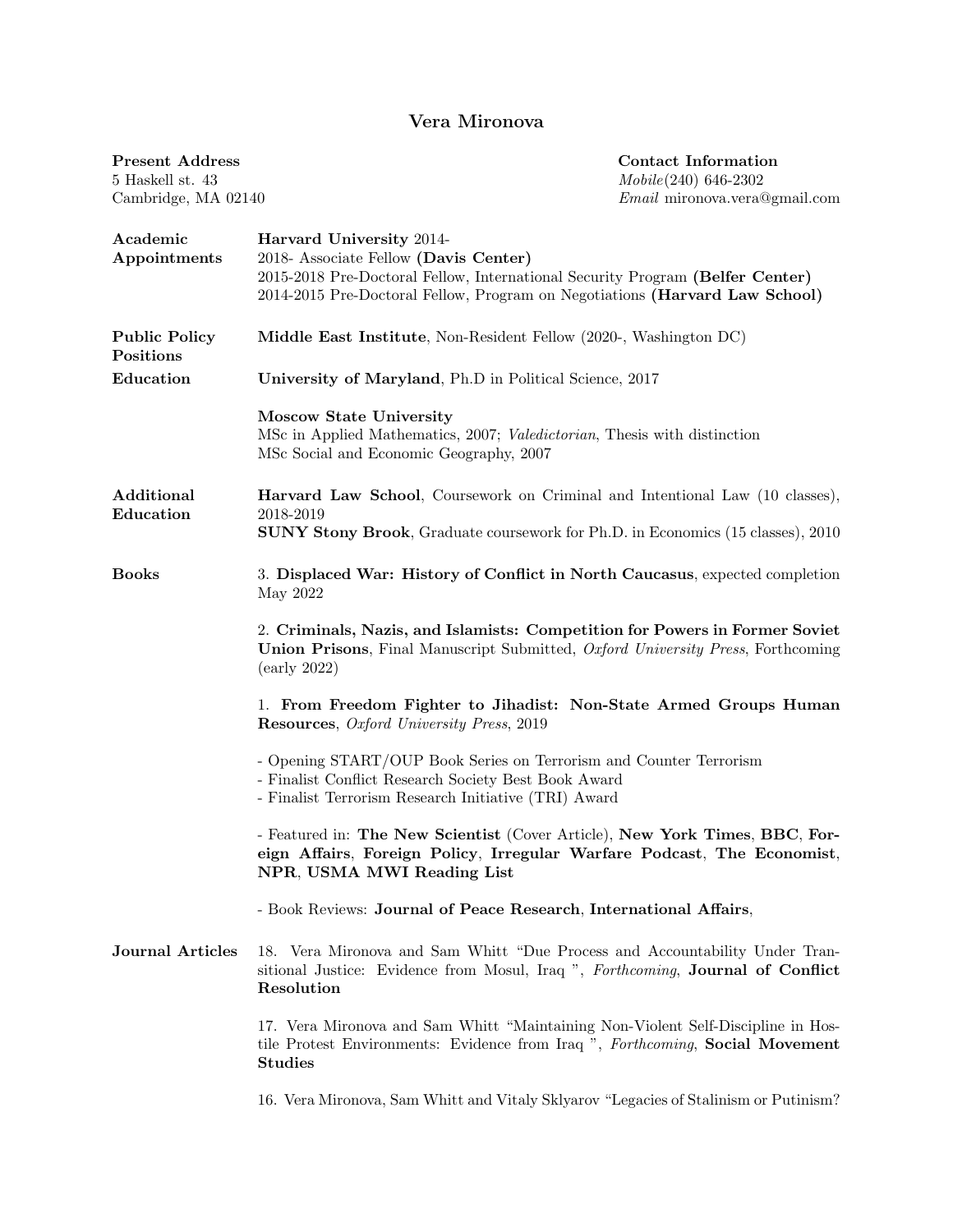# Vera Mironova

**Present Address**
5 Haskell st. 43
Cambridge, MA 02140

**Contact Information**
*Mobile*(240) 646-2302
*Email* mironova.vera@gmail.com

## Academic Appointments

**Harvard University** 2014-
2018- Associate Fellow **(Davis Center)**
2015-2018 Pre-Doctoral Fellow, International Security Program **(Belfer Center)**
2014-2015 Pre-Doctoral Fellow, Program on Negotiations **(Harvard Law School)**

## Public Policy Positions

**Middle East Institute**, Non-Resident Fellow (2020-, Washington DC)

## Education

**University of Maryland**, Ph.D in Political Science, 2017

**Moscow State University**
MSc in Applied Mathematics, 2007; *Valedictorian*, Thesis with distinction
MSc Social and Economic Geography, 2007

## Additional Education

**Harvard Law School**, Coursework on Criminal and Intentional Law (10 classes), 2018-2019
**SUNY Stony Brook**, Graduate coursework for Ph.D. in Economics (15 classes), 2010

## Books

3. **Displaced War: History of Conflict in North Caucasus**, expected completion May 2022

2. **Criminals, Nazis, and Islamists: Competition for Powers in Former Soviet Union Prisons**, Final Manuscript Submitted, *Oxford University Press*, Forthcoming (early 2022)

1. **From Freedom Fighter to Jihadist: Non-State Armed Groups Human Resources**, *Oxford University Press*, 2019

- Opening START/OUP Book Series on Terrorism and Counter Terrorism
- Finalist Conflict Research Society Best Book Award
- Finalist Terrorism Research Initiative (TRI) Award

- Featured in: **The New Scientist** (Cover Article), **New York Times**, **BBC**, **Foreign Affairs**, **Foreign Policy**, **Irregular Warfare Podcast**, **The Economist**, **NPR**, **USMA MWI Reading List**

- Book Reviews: **Journal of Peace Research**, **International Affairs**,

## Journal Articles

18. Vera Mironova and Sam Whitt "Due Process and Accountability Under Transitional Justice: Evidence from Mosul, Iraq ", *Forthcoming*, **Journal of Conflict Resolution**

17. Vera Mironova and Sam Whitt "Maintaining Non-Violent Self-Discipline in Hostile Protest Environments: Evidence from Iraq ", *Forthcoming*, **Social Movement Studies**

16. Vera Mironova, Sam Whitt and Vitaly Sklyarov "Legacies of Stalinism or Putinism?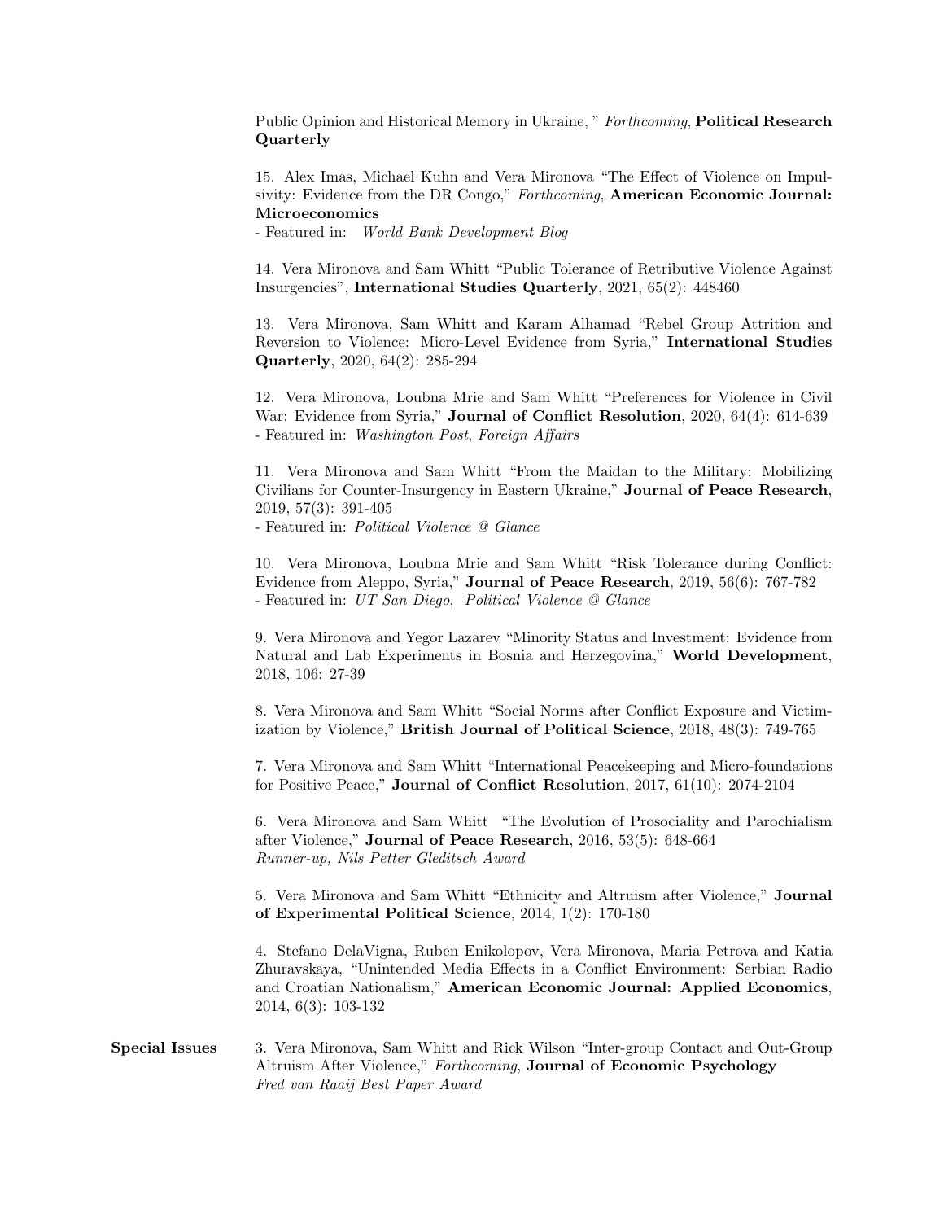Public Opinion and Historical Memory in Ukraine, " *Forthcoming*, **Political Research Quarterly**

15. Alex Imas, Michael Kuhn and Vera Mironova "The Effect of Violence on Impulsivity: Evidence from the DR Congo," *Forthcoming*, **American Economic Journal: Microeconomics**
- Featured in: *World Bank Development Blog*

14. Vera Mironova and Sam Whitt "Public Tolerance of Retributive Violence Against Insurgencies", **International Studies Quarterly**, 2021, 65(2): 448460

13. Vera Mironova, Sam Whitt and Karam Alhamad "Rebel Group Attrition and Reversion to Violence: Micro-Level Evidence from Syria," **International Studies Quarterly**, 2020, 64(2): 285-294

12. Vera Mironova, Loubna Mrie and Sam Whitt "Preferences for Violence in Civil War: Evidence from Syria," **Journal of Conflict Resolution**, 2020, 64(4): 614-639
- Featured in: *Washington Post*, *Foreign Affairs*

11. Vera Mironova and Sam Whitt "From the Maidan to the Military: Mobilizing Civilians for Counter-Insurgency in Eastern Ukraine," **Journal of Peace Research**, 2019, 57(3): 391-405
- Featured in: *Political Violence @ Glance*

10. Vera Mironova, Loubna Mrie and Sam Whitt "Risk Tolerance during Conflict: Evidence from Aleppo, Syria," **Journal of Peace Research**, 2019, 56(6): 767-782
- Featured in: *UT San Diego*, *Political Violence @ Glance*

9. Vera Mironova and Yegor Lazarev "Minority Status and Investment: Evidence from Natural and Lab Experiments in Bosnia and Herzegovina," **World Development**, 2018, 106: 27-39

8. Vera Mironova and Sam Whitt "Social Norms after Conflict Exposure and Victimization by Violence," **British Journal of Political Science**, 2018, 48(3): 749-765

7. Vera Mironova and Sam Whitt "International Peacekeeping and Micro-foundations for Positive Peace," **Journal of Conflict Resolution**, 2017, 61(10): 2074-2104

6. Vera Mironova and Sam Whitt "The Evolution of Prosociality and Parochialism after Violence," **Journal of Peace Research**, 2016, 53(5): 648-664
*Runner-up, Nils Petter Gleditsch Award*

5. Vera Mironova and Sam Whitt "Ethnicity and Altruism after Violence," **Journal of Experimental Political Science**, 2014, 1(2): 170-180

4. Stefano DelaVigna, Ruben Enikolopov, Vera Mironova, Maria Petrova and Katia Zhuravskaya, "Unintended Media Effects in a Conflict Environment: Serbian Radio and Croatian Nationalism," **American Economic Journal: Applied Economics**, 2014, 6(3): 103-132

**Special Issues**

3. Vera Mironova, Sam Whitt and Rick Wilson "Inter-group Contact and Out-Group Altruism After Violence," *Forthcoming*, **Journal of Economic Psychology**
*Fred van Raaij Best Paper Award*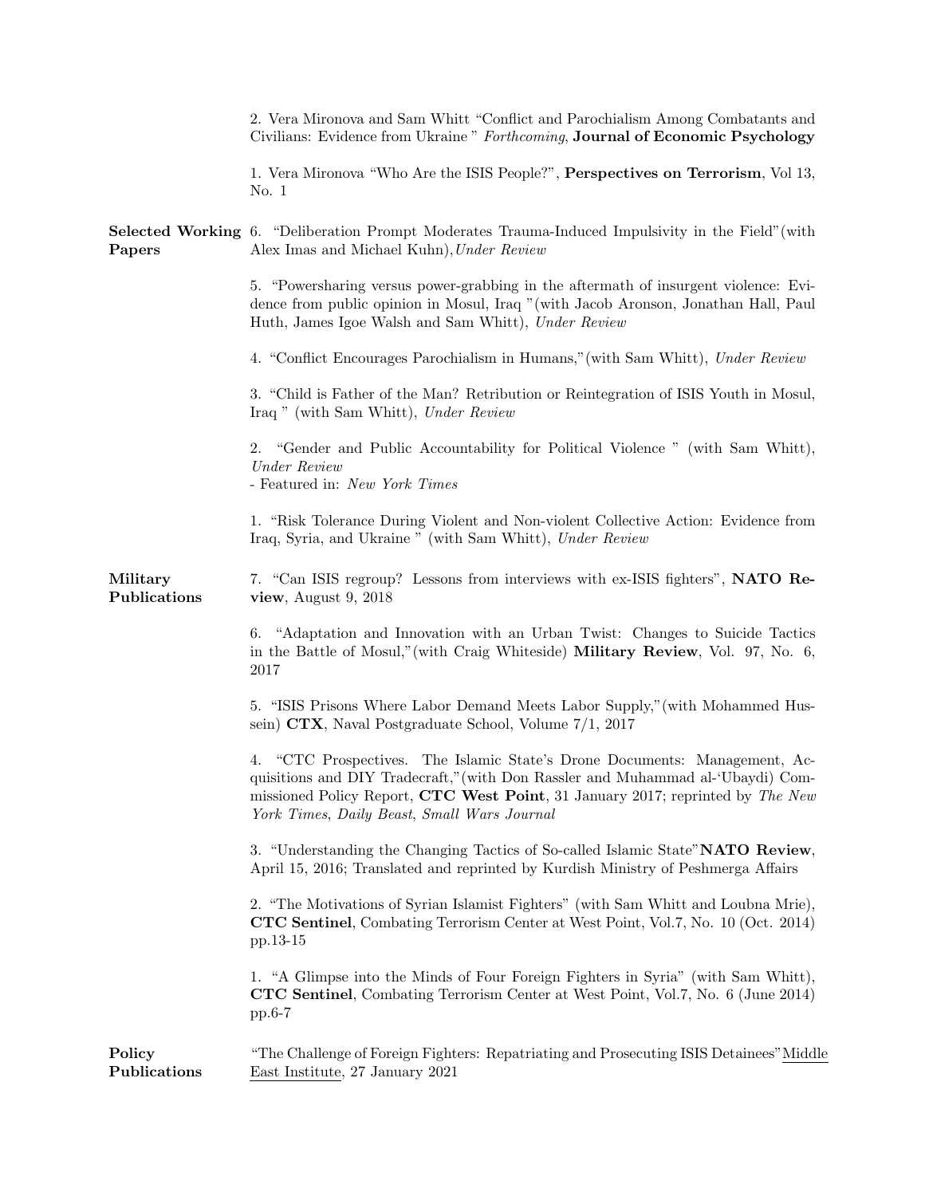2. Vera Mironova and Sam Whitt “Conflict and Parochialism Among Combatants and Civilians: Evidence from Ukraine ” *Forthcoming*, **Journal of Economic Psychology**

1. Vera Mironova “Who Are the ISIS People?”, **Perspectives on Terrorism**, Vol 13, No. 1

## Selected Working Papers

6. “Deliberation Prompt Moderates Trauma-Induced Impulsivity in the Field”(with Alex Imas and Michael Kuhn), *Under Review*

5. “Powersharing versus power-grabbing in the aftermath of insurgent violence: Evidence from public opinion in Mosul, Iraq ”(with Jacob Aronson, Jonathan Hall, Paul Huth, James Igoe Walsh and Sam Whitt), *Under Review*

4. “Conflict Encourages Parochialism in Humans,”(with Sam Whitt), *Under Review*

3. “Child is Father of the Man? Retribution or Reintegration of ISIS Youth in Mosul, Iraq ” (with Sam Whitt), *Under Review*

2. “Gender and Public Accountability for Political Violence ” (with Sam Whitt), *Under Review*
- Featured in: *New York Times*

1. “Risk Tolerance During Violent and Non-violent Collective Action: Evidence from Iraq, Syria, and Ukraine ” (with Sam Whitt), *Under Review*

## Military Publications

7. “Can ISIS regroup? Lessons from interviews with ex-ISIS fighters”, **NATO Review**, August 9, 2018

6. “Adaptation and Innovation with an Urban Twist: Changes to Suicide Tactics in the Battle of Mosul,”(with Craig Whiteside) **Military Review**, Vol. 97, No. 6, 2017

5. “ISIS Prisons Where Labor Demand Meets Labor Supply,”(with Mohammed Hussein) **CTX**, Naval Postgraduate School, Volume 7/1, 2017

4. “CTC Prospectives. The Islamic State’s Drone Documents: Management, Acquisitions and DIY Tradecraft,”(with Don Rassler and Muhammad al-‘Ubaydi) Commissioned Policy Report, **CTC West Point**, 31 January 2017; reprinted by *The New York Times*, *Daily Beast*, *Small Wars Journal*

3. “Understanding the Changing Tactics of So-called Islamic State”**NATO Review**, April 15, 2016; Translated and reprinted by Kurdish Ministry of Peshmerga Affairs

2. “The Motivations of Syrian Islamist Fighters” (with Sam Whitt and Loubna Mrie), **CTC Sentinel**, Combating Terrorism Center at West Point, Vol.7, No. 10 (Oct. 2014) pp.13-15

1. “A Glimpse into the Minds of Four Foreign Fighters in Syria” (with Sam Whitt), **CTC Sentinel**, Combating Terrorism Center at West Point, Vol.7, No. 6 (June 2014) pp.6-7

## Policy Publications

“The Challenge of Foreign Fighters: Repatriating and Prosecuting ISIS Detainees”Middle East Institute, 27 January 2021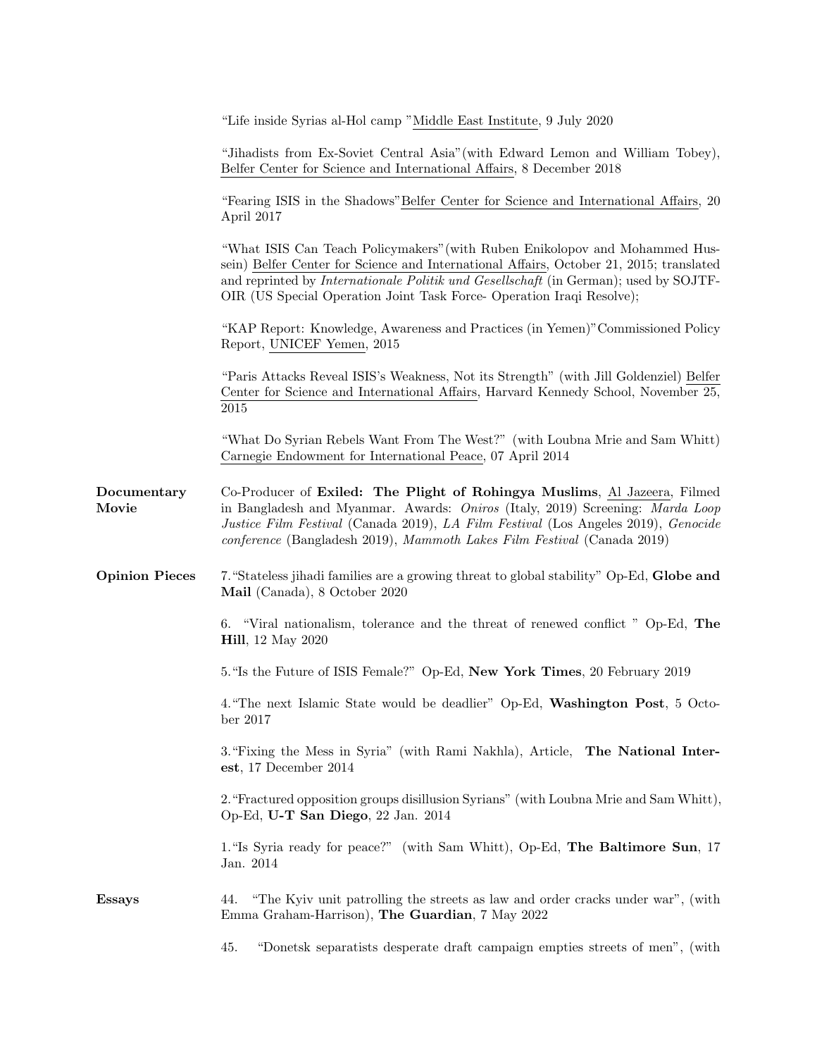"Life inside Syrias al-Hol camp "Middle East Institute, 9 July 2020

"Jihadists from Ex-Soviet Central Asia"(with Edward Lemon and William Tobey), Belfer Center for Science and International Affairs, 8 December 2018

"Fearing ISIS in the Shadows"Belfer Center for Science and International Affairs, 20 April 2017

"What ISIS Can Teach Policymakers"(with Ruben Enikolopov and Mohammed Hussein) Belfer Center for Science and International Affairs, October 21, 2015; translated and reprinted by *Internationale Politik und Gesellschaft* (in German); used by SOJTF-OIR (US Special Operation Joint Task Force- Operation Iraqi Resolve);

"KAP Report: Knowledge, Awareness and Practices (in Yemen)"Commissioned Policy Report, UNICEF Yemen, 2015

"Paris Attacks Reveal ISIS's Weakness, Not its Strength" (with Jill Goldenziel) Belfer Center for Science and International Affairs, Harvard Kennedy School, November 25, 2015

"What Do Syrian Rebels Want From The West?" (with Loubna Mrie and Sam Whitt) Carnegie Endowment for International Peace, 07 April 2014

**Documentary Movie**

Co-Producer of **Exiled: The Plight of Rohingya Muslims**, Al Jazeera, Filmed in Bangladesh and Myanmar. Awards: *Oniros* (Italy, 2019) Screening: *Marda Loop Justice Film Festival* (Canada 2019), *LA Film Festival* (Los Angeles 2019), *Genocide conference* (Bangladesh 2019), *Mammoth Lakes Film Festival* (Canada 2019)

**Opinion Pieces**

7. "Stateless jihadi families are a growing threat to global stability" Op-Ed, **Globe and Mail** (Canada), 8 October 2020

6. "Viral nationalism, tolerance and the threat of renewed conflict " Op-Ed, **The Hill**, 12 May 2020

5. "Is the Future of ISIS Female?" Op-Ed, **New York Times**, 20 February 2019

4. "The next Islamic State would be deadlier" Op-Ed, **Washington Post**, 5 October 2017

3. "Fixing the Mess in Syria" (with Rami Nakhla), Article, **The National Interest**, 17 December 2014

2. "Fractured opposition groups disillusion Syrians" (with Loubna Mrie and Sam Whitt), Op-Ed, **U-T San Diego**, 22 Jan. 2014

1. "Is Syria ready for peace?" (with Sam Whitt), Op-Ed, **The Baltimore Sun**, 17 Jan. 2014

**Essays**

44. "The Kyiv unit patrolling the streets as law and order cracks under war", (with Emma Graham-Harrison), **The Guardian**, 7 May 2022

45. "Donetsk separatists desperate draft campaign empties streets of men", (with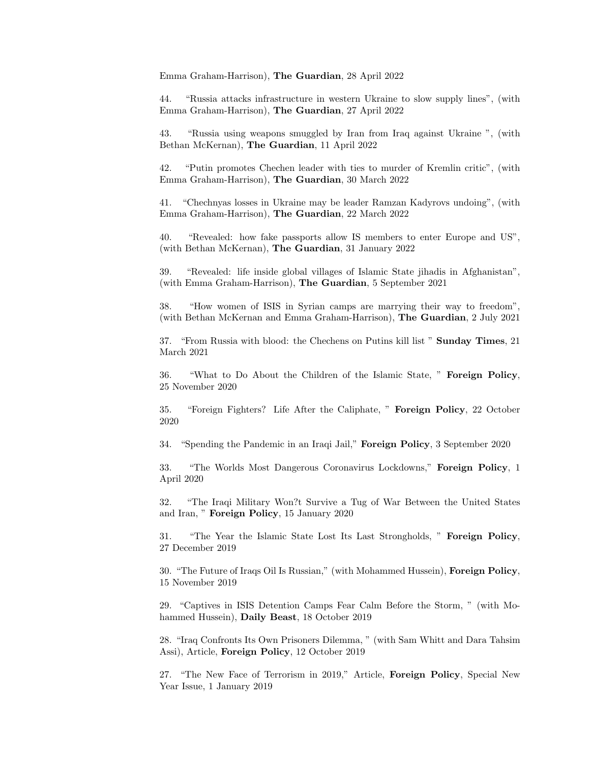Emma Graham-Harrison), **The Guardian**, 28 April 2022

44. "Russia attacks infrastructure in western Ukraine to slow supply lines", (with Emma Graham-Harrison), **The Guardian**, 27 April 2022

43. "Russia using weapons smuggled by Iran from Iraq against Ukraine ", (with Bethan McKernan), **The Guardian**, 11 April 2022

42. "Putin promotes Chechen leader with ties to murder of Kremlin critic", (with Emma Graham-Harrison), **The Guardian**, 30 March 2022

41. "Chechnyas losses in Ukraine may be leader Ramzan Kadyrovs undoing", (with Emma Graham-Harrison), **The Guardian**, 22 March 2022

40. "Revealed: how fake passports allow IS members to enter Europe and US", (with Bethan McKernan), **The Guardian**, 31 January 2022

39. "Revealed: life inside global villages of Islamic State jihadis in Afghanistan", (with Emma Graham-Harrison), **The Guardian**, 5 September 2021

38. "How women of ISIS in Syrian camps are marrying their way to freedom", (with Bethan McKernan and Emma Graham-Harrison), **The Guardian**, 2 July 2021

37. "From Russia with blood: the Chechens on Putins kill list " **Sunday Times**, 21 March 2021

36. "What to Do About the Children of the Islamic State, " **Foreign Policy**, 25 November 2020

35. "Foreign Fighters? Life After the Caliphate, " **Foreign Policy**, 22 October 2020

34. "Spending the Pandemic in an Iraqi Jail," **Foreign Policy**, 3 September 2020

33. "The Worlds Most Dangerous Coronavirus Lockdowns," **Foreign Policy**, 1 April 2020

32. "The Iraqi Military Won?t Survive a Tug of War Between the United States and Iran, " **Foreign Policy**, 15 January 2020

31. "The Year the Islamic State Lost Its Last Strongholds, " **Foreign Policy**, 27 December 2019

30. "The Future of Iraqs Oil Is Russian," (with Mohammed Hussein), **Foreign Policy**, 15 November 2019

29. "Captives in ISIS Detention Camps Fear Calm Before the Storm, " (with Mohammed Hussein), **Daily Beast**, 18 October 2019

28. "Iraq Confronts Its Own Prisoners Dilemma, " (with Sam Whitt and Dara Tahsim Assi), Article, **Foreign Policy**, 12 October 2019

27. "The New Face of Terrorism in 2019," Article, **Foreign Policy**, Special New Year Issue, 1 January 2019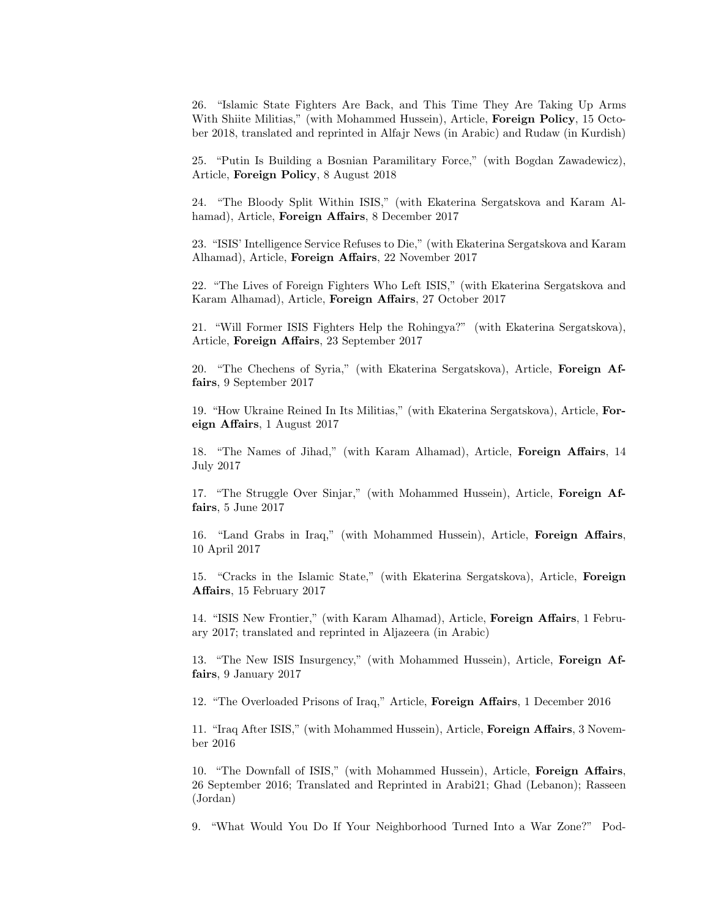26. "Islamic State Fighters Are Back, and This Time They Are Taking Up Arms With Shiite Militias," (with Mohammed Hussein), Article, **Foreign Policy**, 15 October 2018, translated and reprinted in Alfajr News (in Arabic) and Rudaw (in Kurdish)

25. "Putin Is Building a Bosnian Paramilitary Force," (with Bogdan Zawadewicz), Article, **Foreign Policy**, 8 August 2018

24. "The Bloody Split Within ISIS," (with Ekaterina Sergatskova and Karam Alhamad), Article, **Foreign Affairs**, 8 December 2017

23. "ISIS' Intelligence Service Refuses to Die," (with Ekaterina Sergatskova and Karam Alhamad), Article, **Foreign Affairs**, 22 November 2017

22. "The Lives of Foreign Fighters Who Left ISIS," (with Ekaterina Sergatskova and Karam Alhamad), Article, **Foreign Affairs**, 27 October 2017

21. "Will Former ISIS Fighters Help the Rohingya?" (with Ekaterina Sergatskova), Article, **Foreign Affairs**, 23 September 2017

20. "The Chechens of Syria," (with Ekaterina Sergatskova), Article, **Foreign Affairs**, 9 September 2017

19. "How Ukraine Reined In Its Militias," (with Ekaterina Sergatskova), Article, **Foreign Affairs**, 1 August 2017

18. "The Names of Jihad," (with Karam Alhamad), Article, **Foreign Affairs**, 14 July 2017

17. "The Struggle Over Sinjar," (with Mohammed Hussein), Article, **Foreign Affairs**, 5 June 2017

16. "Land Grabs in Iraq," (with Mohammed Hussein), Article, **Foreign Affairs**, 10 April 2017

15. "Cracks in the Islamic State," (with Ekaterina Sergatskova), Article, **Foreign Affairs**, 15 February 2017

14. "ISIS New Frontier," (with Karam Alhamad), Article, **Foreign Affairs**, 1 February 2017; translated and reprinted in Aljazeera (in Arabic)

13. "The New ISIS Insurgency," (with Mohammed Hussein), Article, **Foreign Affairs**, 9 January 2017

12. "The Overloaded Prisons of Iraq," Article, **Foreign Affairs**, 1 December 2016

11. "Iraq After ISIS," (with Mohammed Hussein), Article, **Foreign Affairs**, 3 November 2016

10. "The Downfall of ISIS," (with Mohammed Hussein), Article, **Foreign Affairs**, 26 September 2016; Translated and Reprinted in Arabi21; Ghad (Lebanon); Rasseen (Jordan)

9. "What Would You Do If Your Neighborhood Turned Into a War Zone?" Pod-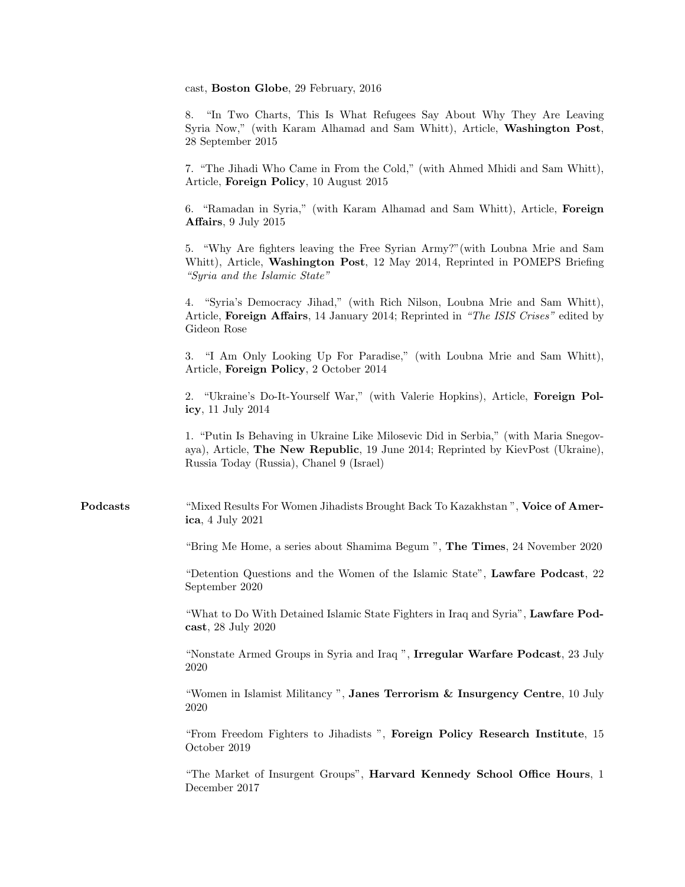cast, **Boston Globe**, 29 February, 2016

8. "In Two Charts, This Is What Refugees Say About Why They Are Leaving Syria Now," (with Karam Alhamad and Sam Whitt), Article, **Washington Post**, 28 September 2015

7. "The Jihadi Who Came in From the Cold," (with Ahmed Mhidi and Sam Whitt), Article, **Foreign Policy**, 10 August 2015

6. "Ramadan in Syria," (with Karam Alhamad and Sam Whitt), Article, **Foreign Affairs**, 9 July 2015

5. "Why Are fighters leaving the Free Syrian Army?"(with Loubna Mrie and Sam Whitt), Article, **Washington Post**, 12 May 2014, Reprinted in POMEPS Briefing *"Syria and the Islamic State"*

4. "Syria's Democracy Jihad," (with Rich Nilson, Loubna Mrie and Sam Whitt), Article, **Foreign Affairs**, 14 January 2014; Reprinted in *"The ISIS Crises"* edited by Gideon Rose

3. "I Am Only Looking Up For Paradise," (with Loubna Mrie and Sam Whitt), Article, **Foreign Policy**, 2 October 2014

2. "Ukraine's Do-It-Yourself War," (with Valerie Hopkins), Article, **Foreign Policy**, 11 July 2014

1. "Putin Is Behaving in Ukraine Like Milosevic Did in Serbia," (with Maria Snegovaya), Article, **The New Republic**, 19 June 2014; Reprinted by KievPost (Ukraine), Russia Today (Russia), Chanel 9 (Israel)

**Podcasts**

"Mixed Results For Women Jihadists Brought Back To Kazakhstan ", **Voice of America**, 4 July 2021

"Bring Me Home, a series about Shamima Begum ", **The Times**, 24 November 2020

"Detention Questions and the Women of the Islamic State", **Lawfare Podcast**, 22 September 2020

"What to Do With Detained Islamic State Fighters in Iraq and Syria", **Lawfare Podcast**, 28 July 2020

"Nonstate Armed Groups in Syria and Iraq ", **Irregular Warfare Podcast**, 23 July 2020

"Women in Islamist Militancy ", **Janes Terrorism & Insurgency Centre**, 10 July 2020

"From Freedom Fighters to Jihadists ", **Foreign Policy Research Institute**, 15 October 2019

"The Market of Insurgent Groups", **Harvard Kennedy School Office Hours**, 1 December 2017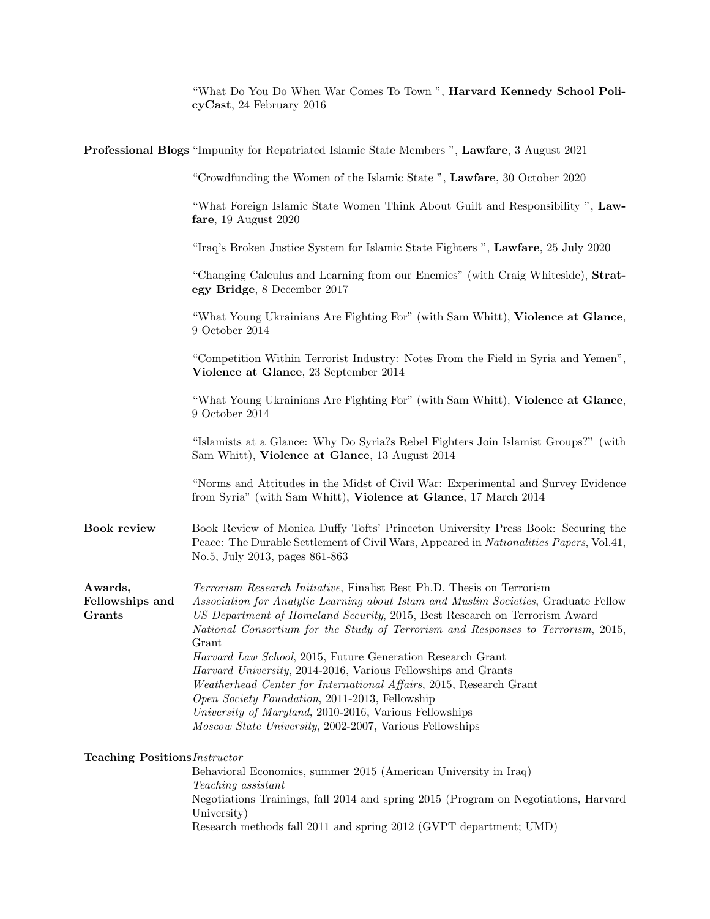"What Do You Do When War Comes To Town ", **Harvard Kennedy School PolicyCast**, 24 February 2016

**Professional Blogs**

"Impunity for Repatriated Islamic State Members ", **Lawfare**, 3 August 2021

"Crowdfunding the Women of the Islamic State ", **Lawfare**, 30 October 2020

"What Foreign Islamic State Women Think About Guilt and Responsibility ", **Lawfare**, 19 August 2020

"Iraq's Broken Justice System for Islamic State Fighters ", **Lawfare**, 25 July 2020

"Changing Calculus and Learning from our Enemies" (with Craig Whiteside), **Strategy Bridge**, 8 December 2017

"What Young Ukrainians Are Fighting For" (with Sam Whitt), **Violence at Glance**, 9 October 2014

"Competition Within Terrorist Industry: Notes From the Field in Syria and Yemen", **Violence at Glance**, 23 September 2014

"What Young Ukrainians Are Fighting For" (with Sam Whitt), **Violence at Glance**, 9 October 2014

"Islamists at a Glance: Why Do Syria?s Rebel Fighters Join Islamist Groups?" (with Sam Whitt), **Violence at Glance**, 13 August 2014

"Norms and Attitudes in the Midst of Civil War: Experimental and Survey Evidence from Syria" (with Sam Whitt), **Violence at Glance**, 17 March 2014

**Book review**

Book Review of Monica Duffy Tofts' Princeton University Press Book: Securing the Peace: The Durable Settlement of Civil Wars, Appeared in *Nationalities Papers*, Vol.41, No.5, July 2013, pages 861-863

**Awards, Fellowships and Grants**

*Terrorism Research Initiative*, Finalist Best Ph.D. Thesis on Terrorism
*Association for Analytic Learning about Islam and Muslim Societies*, Graduate Fellow
*US Department of Homeland Security*, 2015, Best Research on Terrorism Award
*National Consortium for the Study of Terrorism and Responses to Terrorism*, 2015, Grant
*Harvard Law School*, 2015, Future Generation Research Grant
*Harvard University*, 2014-2016, Various Fellowships and Grants
*Weatherhead Center for International Affairs*, 2015, Research Grant
*Open Society Foundation*, 2011-2013, Fellowship
*University of Maryland*, 2010-2016, Various Fellowships
*Moscow State University*, 2002-2007, Various Fellowships

**Teaching Positions**

*Instructor*
Behavioral Economics, summer 2015 (American University in Iraq)
*Teaching assistant*
Negotiations Trainings, fall 2014 and spring 2015 (Program on Negotiations, Harvard University)
Research methods fall 2011 and spring 2012 (GVPT department; UMD)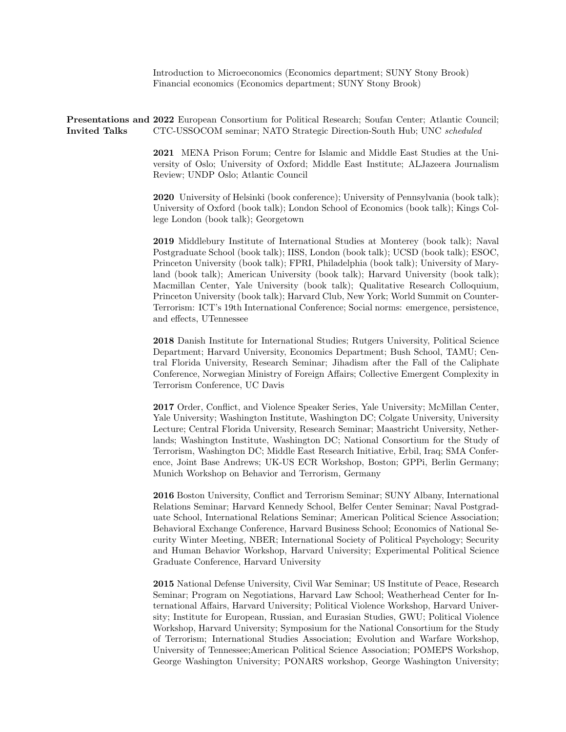Introduction to Microeconomics (Economics department; SUNY Stony Brook)
Financial economics (Economics department; SUNY Stony Brook)

**Presentations and Invited Talks**

**2022** European Consortium for Political Research; Soufan Center; Atlantic Council; CTC-USSOCOM seminar; NATO Strategic Direction-South Hub; UNC *scheduled*

**2021** MENA Prison Forum; Centre for Islamic and Middle East Studies at the University of Oslo; University of Oxford; Middle East Institute; ALJazeera Journalism Review; UNDP Oslo; Atlantic Council

**2020** University of Helsinki (book conference); University of Pennsylvania (book talk); University of Oxford (book talk); London School of Economics (book talk); Kings College London (book talk); Georgetown

**2019** Middlebury Institute of International Studies at Monterey (book talk); Naval Postgraduate School (book talk); IISS, London (book talk); UCSD (book talk); ESOC, Princeton University (book talk); FPRI, Philadelphia (book talk); University of Maryland (book talk); American University (book talk); Harvard University (book talk); Macmillan Center, Yale University (book talk); Qualitative Research Colloquium, Princeton University (book talk); Harvard Club, New York; World Summit on Counter-Terrorism: ICT's 19th International Conference; Social norms: emergence, persistence, and effects, UTennessee

**2018** Danish Institute for International Studies; Rutgers University, Political Science Department; Harvard University, Economics Department; Bush School, TAMU; Central Florida University, Research Seminar; Jihadism after the Fall of the Caliphate Conference, Norwegian Ministry of Foreign Affairs; Collective Emergent Complexity in Terrorism Conference, UC Davis

**2017** Order, Conflict, and Violence Speaker Series, Yale University; McMillan Center, Yale University; Washington Institute, Washington DC; Colgate University, University Lecture; Central Florida University, Research Seminar; Maastricht University, Netherlands; Washington Institute, Washington DC; National Consortium for the Study of Terrorism, Washington DC; Middle East Research Initiative, Erbil, Iraq; SMA Conference, Joint Base Andrews; UK-US ECR Workshop, Boston; GPPi, Berlin Germany; Munich Workshop on Behavior and Terrorism, Germany

**2016** Boston University, Conflict and Terrorism Seminar; SUNY Albany, International Relations Seminar; Harvard Kennedy School, Belfer Center Seminar; Naval Postgraduate School, International Relations Seminar; American Political Science Association; Behavioral Exchange Conference, Harvard Business School; Economics of National Security Winter Meeting, NBER; International Society of Political Psychology; Security and Human Behavior Workshop, Harvard University; Experimental Political Science Graduate Conference, Harvard University

**2015** National Defense University, Civil War Seminar; US Institute of Peace, Research Seminar; Program on Negotiations, Harvard Law School; Weatherhead Center for International Affairs, Harvard University; Political Violence Workshop, Harvard University; Institute for European, Russian, and Eurasian Studies, GWU; Political Violence Workshop, Harvard University; Symposium for the National Consortium for the Study of Terrorism; International Studies Association; Evolution and Warfare Workshop, University of Tennessee;American Political Science Association; POMEPS Workshop, George Washington University; PONARS workshop, George Washington University;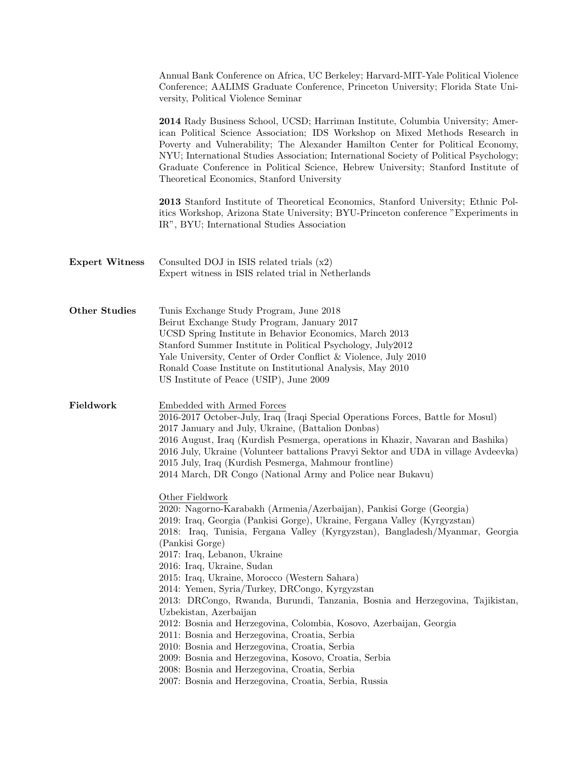Annual Bank Conference on Africa, UC Berkeley; Harvard-MIT-Yale Political Violence Conference; AALIMS Graduate Conference, Princeton University; Florida State University, Political Violence Seminar

**2014** Rady Business School, UCSD; Harriman Institute, Columbia University; American Political Science Association; IDS Workshop on Mixed Methods Research in Poverty and Vulnerability; The Alexander Hamilton Center for Political Economy, NYU; International Studies Association; International Society of Political Psychology; Graduate Conference in Political Science, Hebrew University; Stanford Institute of Theoretical Economics, Stanford University

**2013** Stanford Institute of Theoretical Economics, Stanford University; Ethnic Politics Workshop, Arizona State University; BYU-Princeton conference "Experiments in IR", BYU; International Studies Association

**Expert Witness**

Consulted DOJ in ISIS related trials (x2)
Expert witness in ISIS related trial in Netherlands

**Other Studies**

Tunis Exchange Study Program, June 2018
Beirut Exchange Study Program, January 2017
UCSD Spring Institute in Behavior Economics, March 2013
Stanford Summer Institute in Political Psychology, July2012
Yale University, Center of Order Conflict & Violence, July 2010
Ronald Coase Institute on Institutional Analysis, May 2010
US Institute of Peace (USIP), June 2009

**Fieldwork**

<u>Embedded with Armed Forces</u>
2016-2017 October-July, Iraq (Iraqi Special Operations Forces, Battle for Mosul)
2017 January and July, Ukraine, (Battalion Donbas)
2016 August, Iraq (Kurdish Pesmerga, operations in Khazir, Navaran and Bashika)
2016 July, Ukraine (Volunteer battalions Pravyi Sektor and UDA in village Avdeevka)
2015 July, Iraq (Kurdish Pesmerga, Mahmour frontline)
2014 March, DR Congo (National Army and Police near Bukavu)

<u>Other Fieldwork</u>
2020: Nagorno-Karabakh (Armenia/Azerbaijan), Pankisi Gorge (Georgia)
2019: Iraq, Georgia (Pankisi Gorge), Ukraine, Fergana Valley (Kyrgyzstan)
2018: Iraq, Tunisia, Fergana Valley (Kyrgyzstan), Bangladesh/Myanmar, Georgia (Pankisi Gorge)
2017: Iraq, Lebanon, Ukraine
2016: Iraq, Ukraine, Sudan
2015: Iraq, Ukraine, Morocco (Western Sahara)
2014: Yemen, Syria/Turkey, DRCongo, Kyrgyzstan
2013: DRCongo, Rwanda, Burundi, Tanzania, Bosnia and Herzegovina, Tajikistan, Uzbekistan, Azerbaijan
2012: Bosnia and Herzegovina, Colombia, Kosovo, Azerbaijan, Georgia
2011: Bosnia and Herzegovina, Croatia, Serbia
2010: Bosnia and Herzegovina, Croatia, Serbia
2009: Bosnia and Herzegovina, Kosovo, Croatia, Serbia
2008: Bosnia and Herzegovina, Croatia, Serbia
2007: Bosnia and Herzegovina, Croatia, Serbia, Russia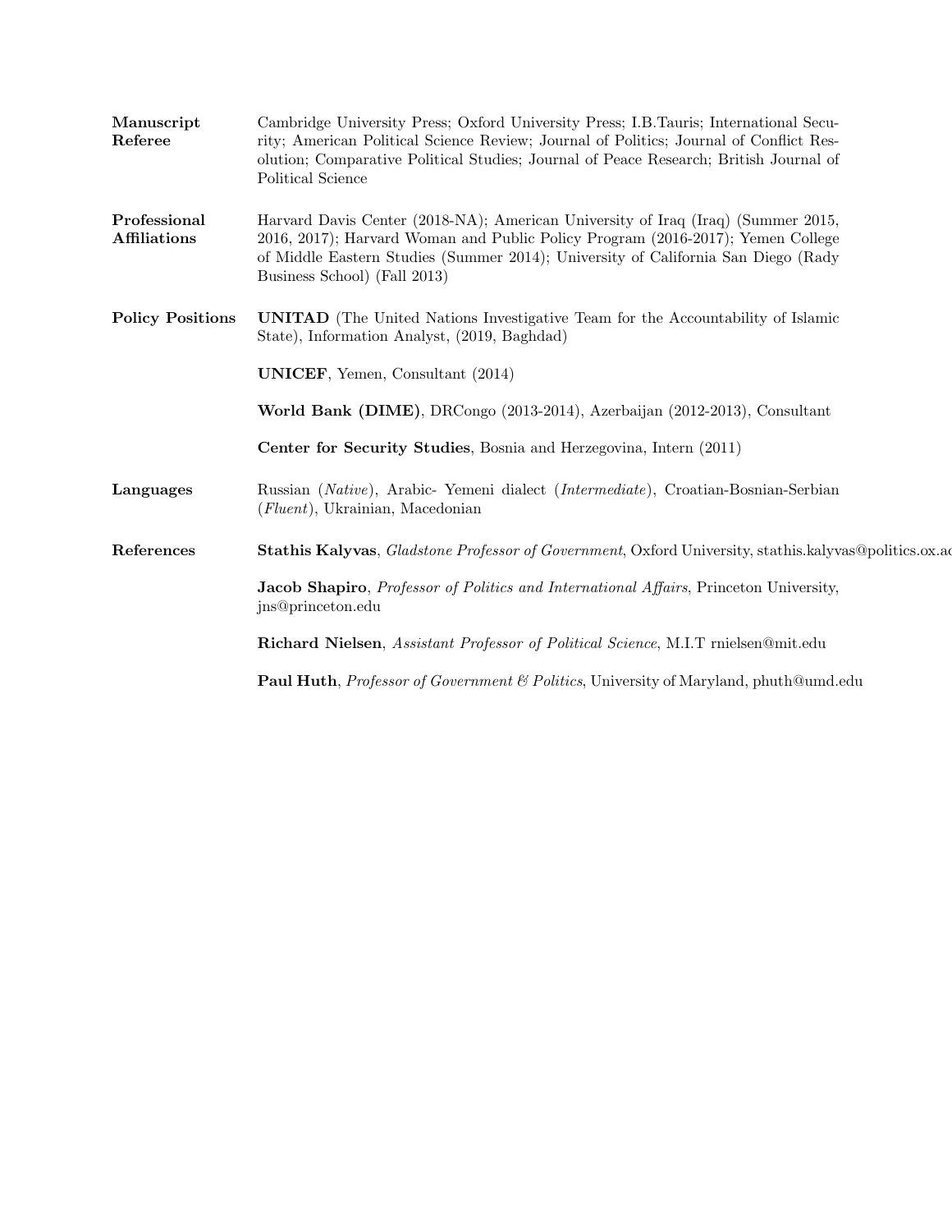**Manuscript Referee**

Cambridge University Press; Oxford University Press; I.B.Tauris; International Security; American Political Science Review; Journal of Politics; Journal of Conflict Resolution; Comparative Political Studies; Journal of Peace Research; British Journal of Political Science

**Professional Affiliations**

Harvard Davis Center (2018-NA); American University of Iraq (Iraq) (Summer 2015, 2016, 2017); Harvard Woman and Public Policy Program (2016-2017); Yemen College of Middle Eastern Studies (Summer 2014); University of California San Diego (Rady Business School) (Fall 2013)

**Policy Positions**

**UNITAD** (The United Nations Investigative Team for the Accountability of Islamic State), Information Analyst, (2019, Baghdad)

**UNICEF**, Yemen, Consultant (2014)

**World Bank (DIME)**, DRCongo (2013-2014), Azerbaijan (2012-2013), Consultant

**Center for Security Studies**, Bosnia and Herzegovina, Intern (2011)

**Languages**

Russian (*Native*), Arabic- Yemeni dialect (*Intermediate*), Croatian-Bosnian-Serbian (*Fluent*), Ukrainian, Macedonian

**References**

**Stathis Kalyvas**, *Gladstone Professor of Government*, Oxford University, stathis.kalyvas@politics.ox.ac

**Jacob Shapiro**, *Professor of Politics and International Affairs*, Princeton University, jns@princeton.edu

**Richard Nielsen**, *Assistant Professor of Political Science*, M.I.T rnielsen@mit.edu

**Paul Huth**, *Professor of Government & Politics*, University of Maryland, phuth@umd.edu